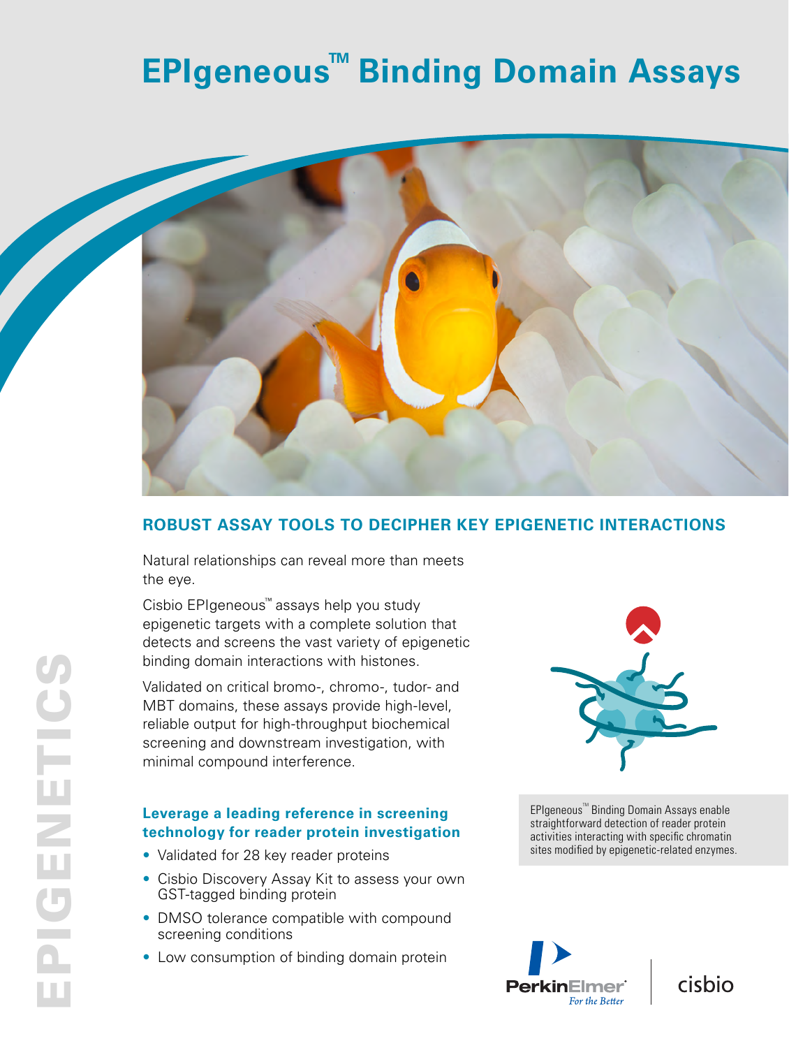# EPIgeneous™ Binding Domain Assays

## ROBUST ASSAY TOOLS TO DECIPHER KEY EPIGENETIC INTERACTIONS

Natural relationships can reveal more than meets the eye.

Cisbio EPIgeneous™ assays help you study epigenetic targets with a complete solution that detects and screens the vast variety of epigenetic binding domain interactions with histones.

Validated on critical bromo-, chromo-, tudor- and MBT domains, these assays provide high-level, reliable output for high-throughput biochemical screening and downstream investigation, with minimal compound interference.

### Leverage a leading reference in screening technology for reader protein investigation

- Validated for 28 key reader proteins
- Cisbio Discovery Assay Kit to assess your own GST-tagged binding protein
- DMSO tolerance compatible with compound screening conditions
- Low consumption of binding domain protein

EPIgeneous™ Binding Domain Assays enable straightforward detection of reader protein activities interacting with specific chromatin sites modified by epigenetic-related enzymes.

EPIGENETICS

PerkinElmer® *For the Better* | cisbio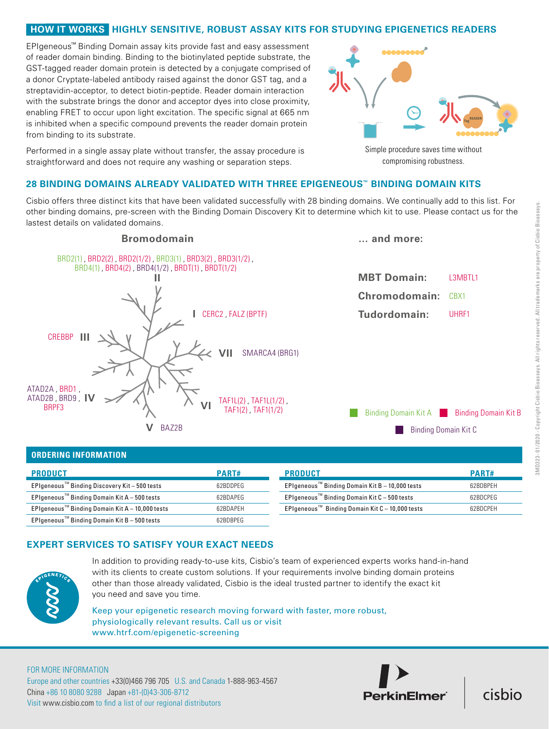## HOW IT WORKS HIGHLY SENSITIVE, ROBUST ASSAY KITS FOR STUDYING EPIGENETICS READERS

EPIgeneous™ Binding Domain assay kits provide fast and easy assessment of reader domain binding. Binding to the biotinylated peptide substrate, the GST-tagged reader domain protein is detected by a conjugate comprised of a donor Cryptate-labeled antibody raised against the donor GST tag, and a streptavidin-acceptor, to detect biotin-peptide. Reader domain interaction with the substrate brings the donor and acceptor dyes into close proximity, enabling FRET to occur upon light excitation. The specific signal at 665 nm is inhibited when a specific compound prevents the reader domain protein from binding to its substrate.

Performed in a single assay plate without transfer, the assay procedure is straightforward and does not require any washing or separation steps.

Tag READER

Simple procedure saves time without compromising robustness.

## 28 BINDING DOMAINS ALREADY VALIDATED WITH THREE EPIGENEOUS™ BINDING DOMAIN KITS

Cisbio offers three distinct kits that have been validated successfully with 28 binding domains. We continually add to this list. For other binding domains, pre-screen with the Binding Domain Discovery Kit to determine which kit to use. Please contact us for the lastest details on validated domains.

**Bromodomain**

II BRD2(1), BRD2(2), BRD2(1/2), BRD3(1), BRD3(2), BRD3(1/2), BRD4(1), BRD4(2), BRD4(1/2), BRDT(1), BRDT(1/2)

I CERC2, FALZ (BPTF)

III CREBBP

VII SMARCA4 (BRG1)

IV ATAD2A, BRD1, ATAD2B, BRD9, BRPF3

VI TAF1L(2), TAF1L(1/2), TAF1(2), TAF1(1/2)

V BAZ2B

**... and more:**

**MBT Domain:** L3MBTL1

**Chromodomain:** CBX1

**Tudordomain:** UHRF1

Binding Domain Kit A | Binding Domain Kit B | Binding Domain Kit C

## ORDERING INFORMATION

| PRODUCT | PART# |
|---|---|
| EPIgeneous™ Binding Discovery Kit – 500 tests | 62BDDPEG |
| EPIgeneous™ Binding Domain Kit A – 500 tests | 62BDAPEG |
| EPIgeneous™ Binding Domain Kit A – 10,000 tests | 62BDAPEH |
| EPIgeneous™ Binding Domain Kit B – 500 tests | 62BDBPEG |
| EPIgeneous™ Binding Domain Kit B – 10,000 tests | 62BDBPEH |
| EPIgeneous™ Binding Domain Kit C – 500 tests | 62BDCPEG |
| EPIgeneous™ Binding Domain Kit C – 10,000 tests | 62BDCPEH |

## EXPERT SERVICES TO SATISFY YOUR EXACT NEEDS

EPIGENETICS

In addition to providing ready-to-use kits, Cisbio's team of experienced experts works hand-in-hand with its clients to create custom solutions. If your requirements involve binding domain proteins other than those already validated, Cisbio is the ideal trusted partner to identify the exact kit you need and save you time.

Keep your epigenetic research moving forward with faster, more robust, physiologically relevant results. Call us or visit www.htrf.com/epigenetic-screening

FOR MORE INFORMATION

Europe and other countries +33(0)466 796 705 U.S. and Canada 1-888-963-4567

China +86 10 8080 9288 Japan +81-(0)43-306-8712

Visit www.cisbio.com to find a list of our regional distributors

PerkinElmer | cisbio

3MD323 - 01/2020 - Copyright Cisbio Bioassays. All rights reserved. All trademarks are property of Cisbio Bioassays.